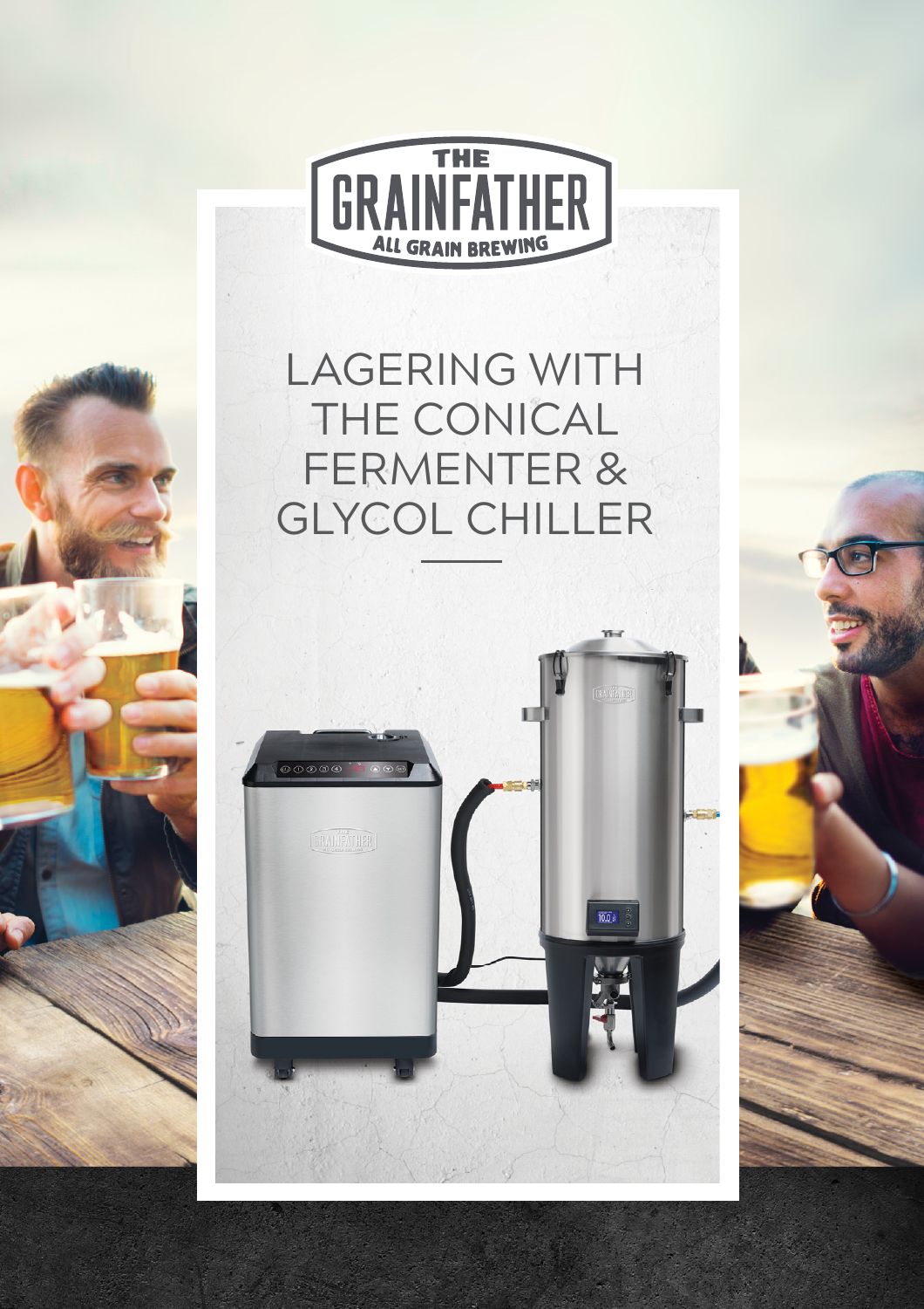THE GRAINFATHER

ALL GRAIN BREWING

# LAGERING WITH THE CONICAL FERMENTER & GLYCOL CHILLER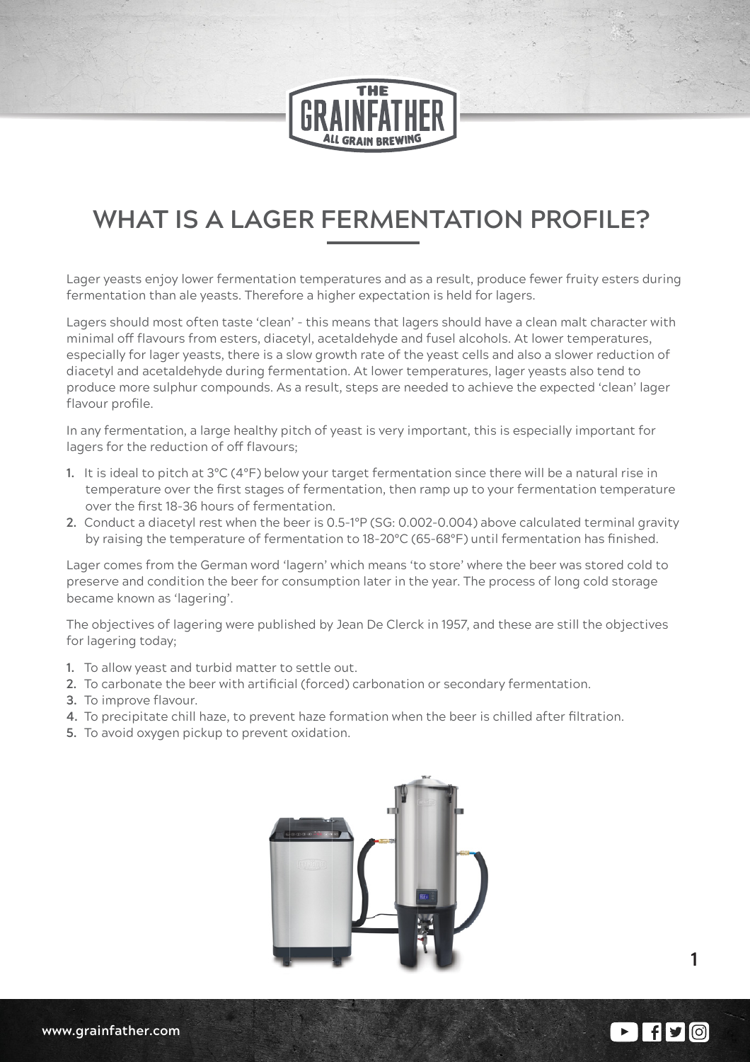# WHAT IS A LAGER FERMENTATION PROFILE?

Lager yeasts enjoy lower fermentation temperatures and as a result, produce fewer fruity esters during fermentation than ale yeasts. Therefore a higher expectation is held for lagers.

Lagers should most often taste 'clean' - this means that lagers should have a clean malt character with minimal off flavours from esters, diacetyl, acetaldehyde and fusel alcohols. At lower temperatures, especially for lager yeasts, there is a slow growth rate of the yeast cells and also a slower reduction of diacetyl and acetaldehyde during fermentation. At lower temperatures, lager yeasts also tend to produce more sulphur compounds. As a result, steps are needed to achieve the expected 'clean' lager flavour profile.

In any fermentation, a large healthy pitch of yeast is very important, this is especially important for lagers for the reduction of off flavours;

1. It is ideal to pitch at 3°C (4°F) below your target fermentation since there will be a natural rise in temperature over the first stages of fermentation, then ramp up to your fermentation temperature over the first 18-36 hours of fermentation.
2. Conduct a diacetyl rest when the beer is 0.5-1°P (SG: 0.002-0.004) above calculated terminal gravity by raising the temperature of fermentation to 18-20°C (65-68°F) until fermentation has finished.

Lager comes from the German word 'lagern' which means 'to store' where the beer was stored cold to preserve and condition the beer for consumption later in the year. The process of long cold storage became known as 'lagering'.

The objectives of lagering were published by Jean De Clerck in 1957, and these are still the objectives for lagering today;

1. To allow yeast and turbid matter to settle out.
2. To carbonate the beer with artificial (forced) carbonation or secondary fermentation.
3. To improve flavour.
4. To precipitate chill haze, to prevent haze formation when the beer is chilled after filtration.
5. To avoid oxygen pickup to prevent oxidation.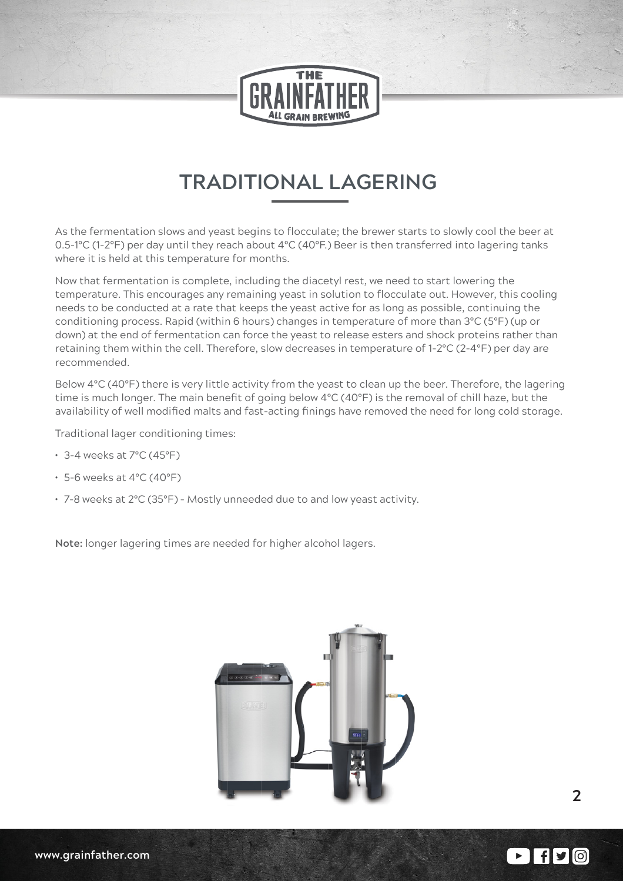# TRADITIONAL LAGERING

As the fermentation slows and yeast begins to flocculate; the brewer starts to slowly cool the beer at 0.5-1°C (1-2°F) per day until they reach about 4°C (40°F.) Beer is then transferred into lagering tanks where it is held at this temperature for months.

Now that fermentation is complete, including the diacetyl rest, we need to start lowering the temperature. This encourages any remaining yeast in solution to flocculate out. However, this cooling needs to be conducted at a rate that keeps the yeast active for as long as possible, continuing the conditioning process. Rapid (within 6 hours) changes in temperature of more than 3°C (5°F) (up or down) at the end of fermentation can force the yeast to release esters and shock proteins rather than retaining them within the cell. Therefore, slow decreases in temperature of 1-2°C (2-4°F) per day are recommended.

Below 4°C (40°F) there is very little activity from the yeast to clean up the beer. Therefore, the lagering time is much longer. The main benefit of going below 4°C (40°F) is the removal of chill haze, but the availability of well modified malts and fast-acting finings have removed the need for long cold storage.

Traditional lager conditioning times:

- 3-4 weeks at 7°C (45°F)
- 5-6 weeks at 4°C (40°F)
- 7-8 weeks at 2°C (35°F) - Mostly unneeded due to and low yeast activity.

**Note:** longer lagering times are needed for higher alcohol lagers.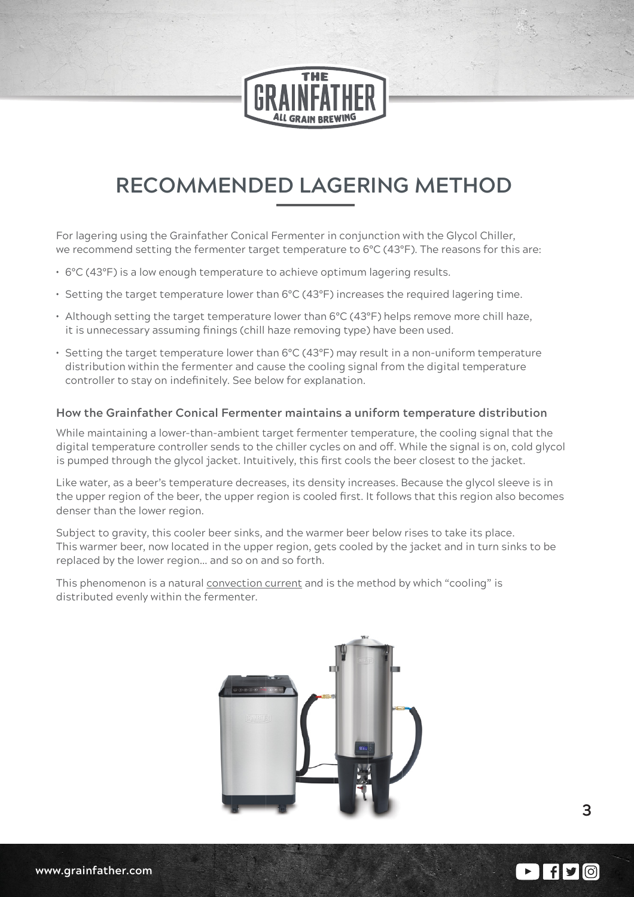# RECOMMENDED LAGERING METHOD

For lagering using the Grainfather Conical Fermenter in conjunction with the Glycol Chiller, we recommend setting the fermenter target temperature to 6°C (43°F). The reasons for this are:

- 6°C (43°F) is a low enough temperature to achieve optimum lagering results.
- Setting the target temperature lower than 6°C (43°F) increases the required lagering time.
- Although setting the target temperature lower than 6°C (43°F) helps remove more chill haze, it is unnecessary assuming finings (chill haze removing type) have been used.
- Setting the target temperature lower than 6°C (43°F) may result in a non-uniform temperature distribution within the fermenter and cause the cooling signal from the digital temperature controller to stay on indefinitely. See below for explanation.

### How the Grainfather Conical Fermenter maintains a uniform temperature distribution

While maintaining a lower-than-ambient target fermenter temperature, the cooling signal that the digital temperature controller sends to the chiller cycles on and off. While the signal is on, cold glycol is pumped through the glycol jacket. Intuitively, this first cools the beer closest to the jacket.

Like water, as a beer's temperature decreases, its density increases. Because the glycol sleeve is in the upper region of the beer, the upper region is cooled first. It follows that this region also becomes denser than the lower region.

Subject to gravity, this cooler beer sinks, and the warmer beer below rises to take its place. This warmer beer, now located in the upper region, gets cooled by the jacket and in turn sinks to be replaced by the lower region... and so on and so forth.

This phenomenon is a natural convection current and is the method by which "cooling" is distributed evenly within the fermenter.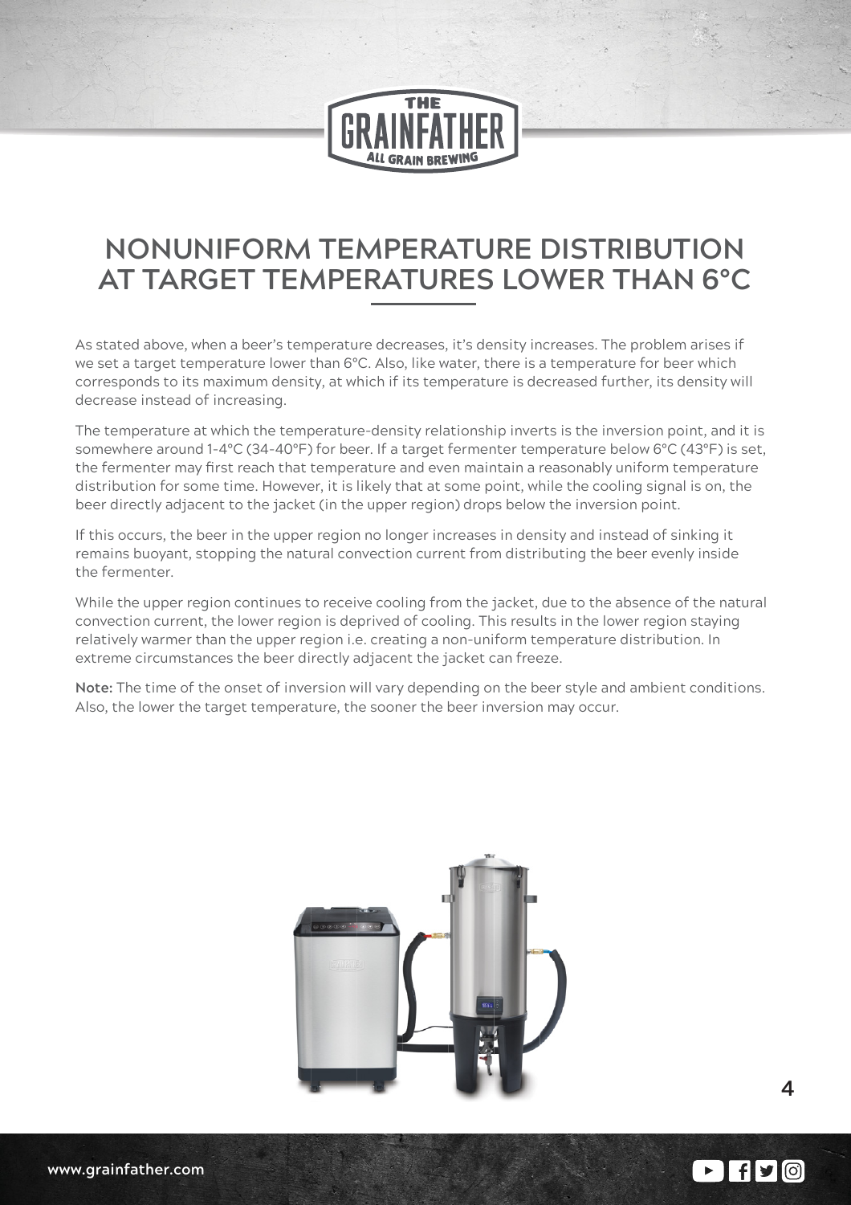## NONUNIFORM TEMPERATURE DISTRIBUTION AT TARGET TEMPERATURES LOWER THAN 6°C

As stated above, when a beer's temperature decreases, it's density increases. The problem arises if we set a target temperature lower than 6°C. Also, like water, there is a temperature for beer which corresponds to its maximum density, at which if its temperature is decreased further, its density will decrease instead of increasing.

The temperature at which the temperature-density relationship inverts is the inversion point, and it is somewhere around 1-4°C (34-40°F) for beer. If a target fermenter temperature below 6°C (43°F) is set, the fermenter may first reach that temperature and even maintain a reasonably uniform temperature distribution for some time. However, it is likely that at some point, while the cooling signal is on, the beer directly adjacent to the jacket (in the upper region) drops below the inversion point.

If this occurs, the beer in the upper region no longer increases in density and instead of sinking it remains buoyant, stopping the natural convection current from distributing the beer evenly inside the fermenter.

While the upper region continues to receive cooling from the jacket, due to the absence of the natural convection current, the lower region is deprived of cooling. This results in the lower region staying relatively warmer than the upper region i.e. creating a non-uniform temperature distribution. In extreme circumstances the beer directly adjacent the jacket can freeze.

**Note:** The time of the onset of inversion will vary depending on the beer style and ambient conditions. Also, the lower the target temperature, the sooner the beer inversion may occur.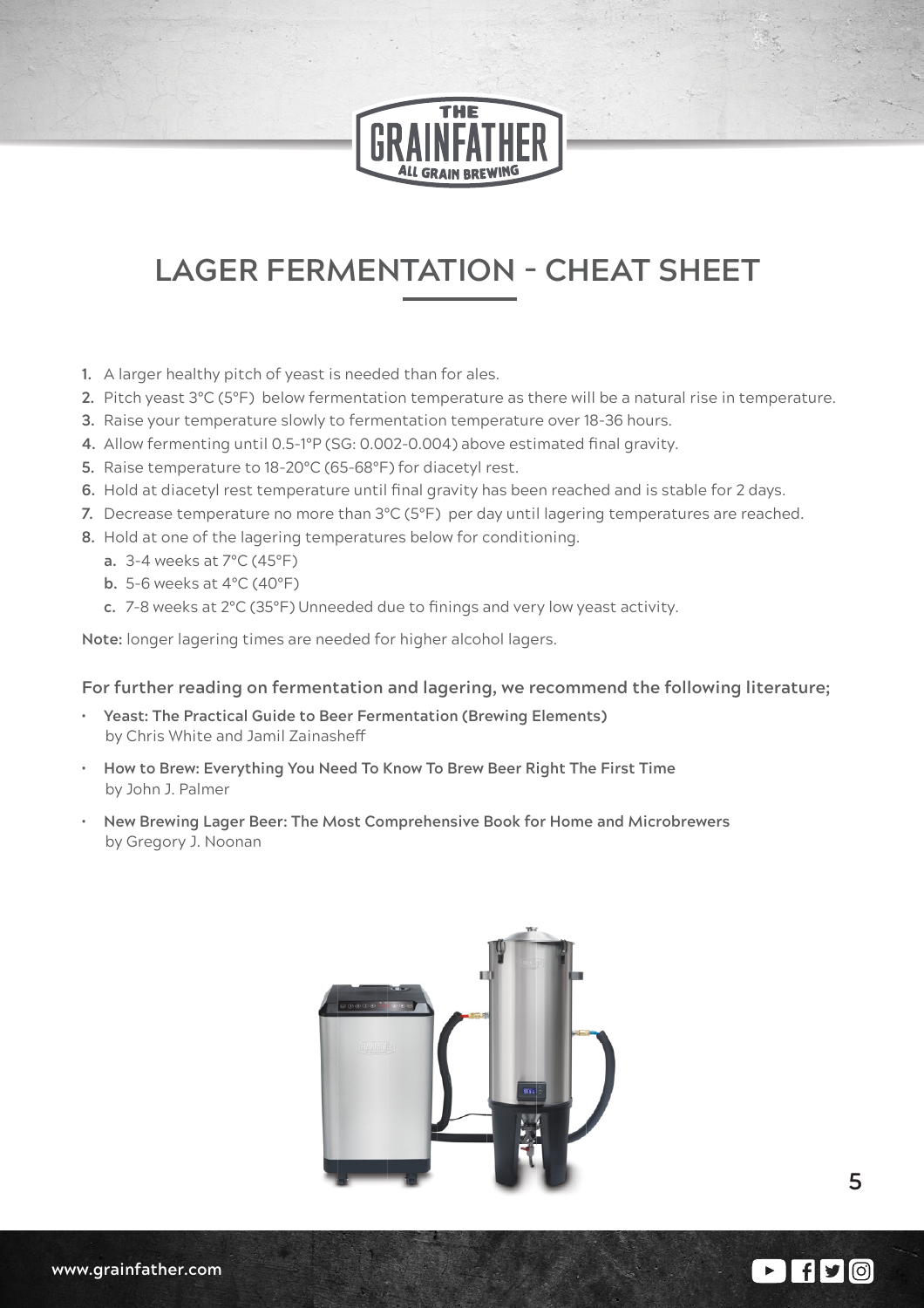# LAGER FERMENTATION - CHEAT SHEET

1. A larger healthy pitch of yeast is needed than for ales.
2. Pitch yeast 3°C (5°F) below fermentation temperature as there will be a natural rise in temperature.
3. Raise your temperature slowly to fermentation temperature over 18-36 hours.
4. Allow fermenting until 0.5-1°P (SG: 0.002-0.004) above estimated final gravity.
5. Raise temperature to 18-20°C (65-68°F) for diacetyl rest.
6. Hold at diacetyl rest temperature until final gravity has been reached and is stable for 2 days.
7. Decrease temperature no more than 3°C (5°F) per day until lagering temperatures are reached.
8. Hold at one of the lagering temperatures below for conditioning.
   a. 3-4 weeks at 7°C (45°F)
   b. 5-6 weeks at 4°C (40°F)
   c. 7-8 weeks at 2°C (35°F) Unneeded due to finings and very low yeast activity.

**Note:** longer lagering times are needed for higher alcohol lagers.

For further reading on fermentation and lagering, we recommend the following literature;

- **Yeast: The Practical Guide to Beer Fermentation (Brewing Elements)**
  by Chris White and Jamil Zainasheff
- **How to Brew: Everything You Need To Know To Brew Beer Right The First Time**
  by John J. Palmer
- **New Brewing Lager Beer: The Most Comprehensive Book for Home and Microbrewers**
  by Gregory J. Noonan